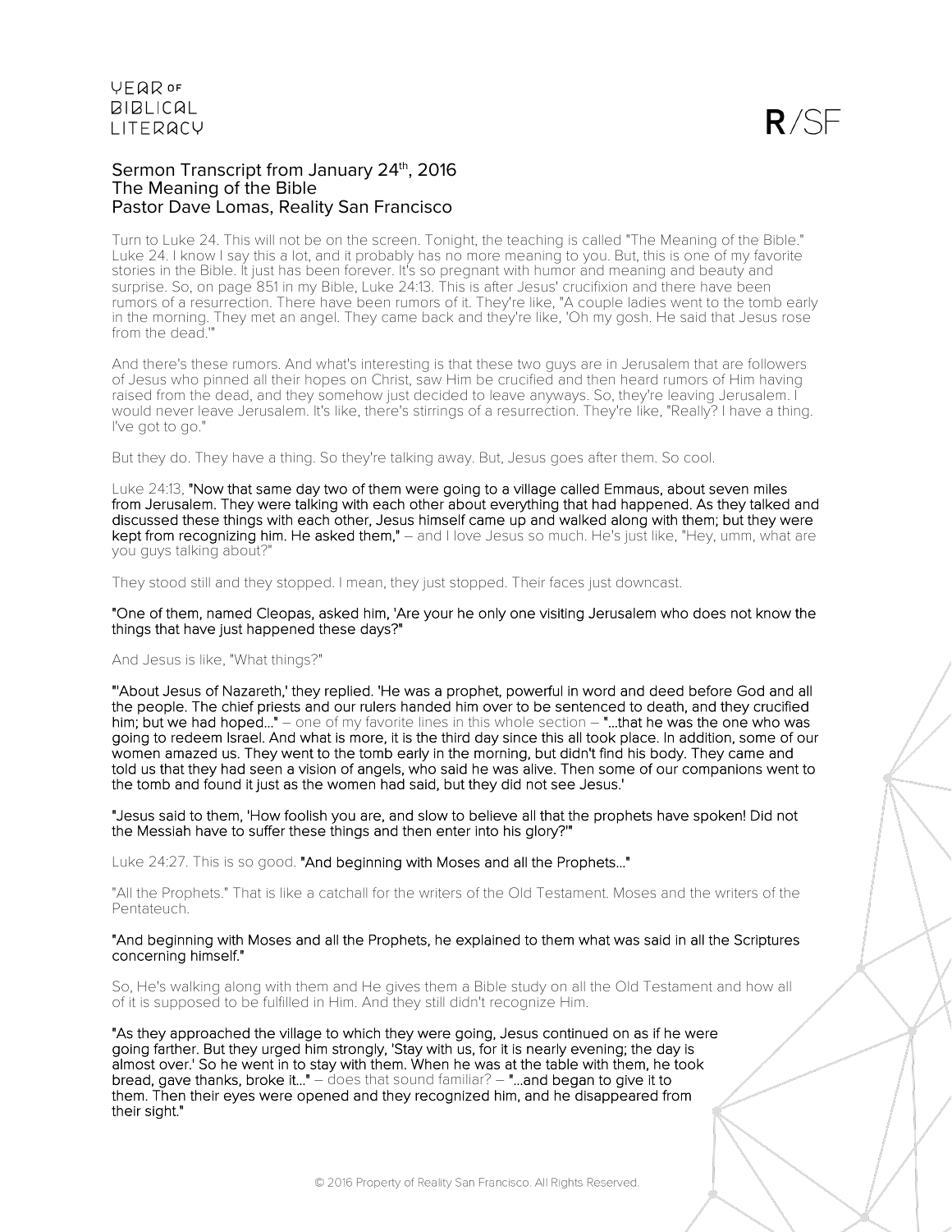YEAR OF BIBLICAL LITERACY

R/SF

# Sermon Transcript from January 24th, 2016
## The Meaning of the Bible
### Pastor Dave Lomas, Reality San Francisco

Turn to Luke 24. This will not be on the screen. Tonight, the teaching is called "The Meaning of the Bible." Luke 24. I know I say this a lot, and it probably has no more meaning to you. But, this is one of my favorite stories in the Bible. It just has been forever. It's so pregnant with humor and meaning and beauty and surprise. So, on page 851 in my Bible, Luke 24:13. This is after Jesus' crucifixion and there have been rumors of a resurrection. There have been rumors of it. They're like, "A couple ladies went to the tomb early in the morning. They met an angel. They came back and they're like, 'Oh my gosh. He said that Jesus rose from the dead.'"

And there's these rumors. And what's interesting is that these two guys are in Jerusalem that are followers of Jesus who pinned all their hopes on Christ, saw Him be crucified and then heard rumors of Him having raised from the dead, and they somehow just decided to leave anyways. So, they're leaving Jerusalem. I would never leave Jerusalem. It's like, there's stirrings of a resurrection. They're like, "Really? I have a thing. I've got to go."

But they do. They have a thing. So they're talking away. But, Jesus goes after them. So cool.

Luke 24:13, **"Now that same day two of them were going to a village called Emmaus, about seven miles from Jerusalem. They were talking with each other about everything that had happened. As they talked and discussed these things with each other, Jesus himself came up and walked along with them; but they were kept from recognizing him. He asked them,"** – and I love Jesus so much. He's just like, "Hey, umm, what are you guys talking about?"

They stood still and they stopped. I mean, they just stopped. Their faces just downcast.

**"One of them, named Cleopas, asked him, 'Are your he only one visiting Jerusalem who does not know the things that have just happened these days?"**

And Jesus is like, "What things?"

**"'About Jesus of Nazareth,' they replied. 'He was a prophet, powerful in word and deed before God and all the people. The chief priests and our rulers handed him over to be sentenced to death, and they crucified him; but we had hoped..."** – one of my favorite lines in this whole section – **"...that he was the one who was going to redeem Israel. And what is more, it is the third day since this all took place. In addition, some of our women amazed us. They went to the tomb early in the morning, but didn't find his body. They came and told us that they had seen a vision of angels, who said he was alive. Then some of our companions went to the tomb and found it just as the women had said, but they did not see Jesus.'**

**"Jesus said to them, 'How foolish you are, and slow to believe all that the prophets have spoken! Did not the Messiah have to suffer these things and then enter into his glory?'"**

Luke 24:27. This is so good. **"And beginning with Moses and all the Prophets..."**

"All the Prophets." That is like a catchall for the writers of the Old Testament. Moses and the writers of the Pentateuch.

**"And beginning with Moses and all the Prophets, he explained to them what was said in all the Scriptures concerning himself."**

So, He's walking along with them and He gives them a Bible study on all the Old Testament and how all of it is supposed to be fulfilled in Him. And they still didn't recognize Him.

**"As they approached the village to which they were going, Jesus continued on as if he were going farther. But they urged him strongly, 'Stay with us, for it is nearly evening; the day is almost over.' So he went in to stay with them. When he was at the table with them, he took bread, gave thanks, broke it..."** – does that sound familiar? – **"...and began to give it to them. Then their eyes were opened and they recognized him, and he disappeared from their sight."**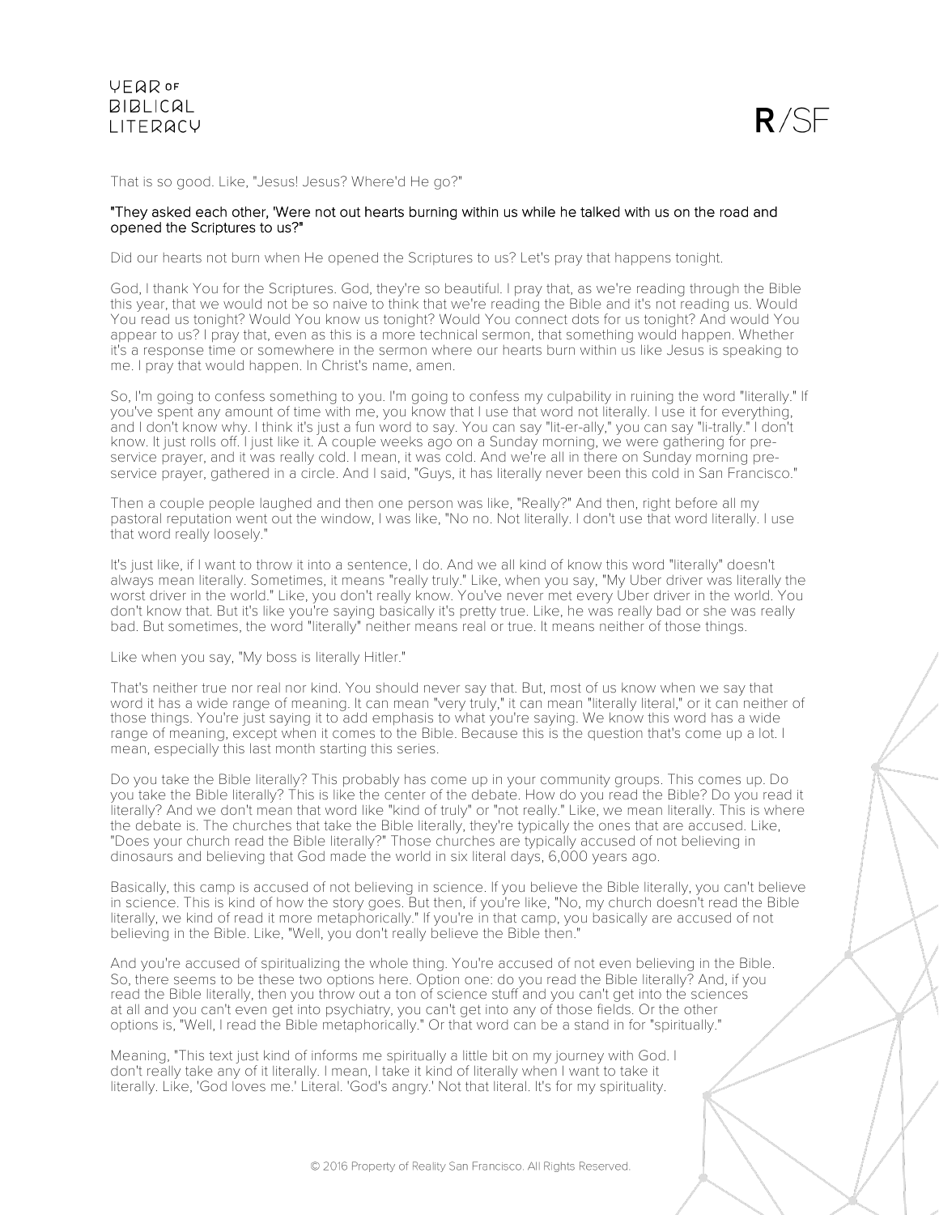That is so good. Like, "Jesus! Jesus? Where'd He go?"

**"They asked each other, 'Were not out hearts burning within us while he talked with us on the road and opened the Scriptures to us?"**

Did our hearts not burn when He opened the Scriptures to us? Let's pray that happens tonight.

God, I thank You for the Scriptures. God, they're so beautiful. I pray that, as we're reading through the Bible this year, that we would not be so naive to think that we're reading the Bible and it's not reading us. Would You read us tonight? Would You know us tonight? Would You connect dots for us tonight? And would You appear to us? I pray that, even as this is a more technical sermon, that something would happen. Whether it's a response time or somewhere in the sermon where our hearts burn within us like Jesus is speaking to me. I pray that would happen. In Christ's name, amen.

So, I'm going to confess something to you. I'm going to confess my culpability in ruining the word "literally." If you've spent any amount of time with me, you know that I use that word not literally. I use it for everything, and I don't know why. I think it's just a fun word to say. You can say "lit-er-ally," you can say "li-trally." I don't know. It just rolls off. I just like it. A couple weeks ago on a Sunday morning, we were gathering for pre-service prayer, and it was really cold. I mean, it was cold. And we're all in there on Sunday morning pre-service prayer, gathered in a circle. And I said, "Guys, it has literally never been this cold in San Francisco."

Then a couple people laughed and then one person was like, "Really?" And then, right before all my pastoral reputation went out the window, I was like, "No no. Not literally. I don't use that word literally. I use that word really loosely."

It's just like, if I want to throw it into a sentence, I do. And we all kind of know this word "literally" doesn't always mean literally. Sometimes, it means "really truly." Like, when you say, "My Uber driver was literally the worst driver in the world." Like, you don't really know. You've never met every Uber driver in the world. You don't know that. But it's like you're saying basically it's pretty true. Like, he was really bad or she was really bad. But sometimes, the word "literally" neither means real or true. It means neither of those things.

Like when you say, "My boss is literally Hitler."

That's neither true nor real nor kind. You should never say that. But, most of us know when we say that word it has a wide range of meaning. It can mean "very truly," it can mean "literally literal," or it can neither of those things. You're just saying it to add emphasis to what you're saying. We know this word has a wide range of meaning, except when it comes to the Bible. Because this is the question that's come up a lot. I mean, especially this last month starting this series.

Do you take the Bible literally? This probably has come up in your community groups. This comes up. Do you take the Bible literally? This is like the center of the debate. How do you read the Bible? Do you read it literally? And we don't mean that word like "kind of truly" or "not really." Like, we mean literally. This is where the debate is. The churches that take the Bible literally, they're typically the ones that are accused. Like, "Does your church read the Bible literally?" Those churches are typically accused of not believing in dinosaurs and believing that God made the world in six literal days, 6,000 years ago.

Basically, this camp is accused of not believing in science. If you believe the Bible literally, you can't believe in science. This is kind of how the story goes. But then, if you're like, "No, my church doesn't read the Bible literally, we kind of read it more metaphorically." If you're in that camp, you basically are accused of not believing in the Bible. Like, "Well, you don't really believe the Bible then."

And you're accused of spiritualizing the whole thing. You're accused of not even believing in the Bible. So, there seems to be these two options here. Option one: do you read the Bible literally? And, if you read the Bible literally, then you throw out a ton of science stuff and you can't get into the sciences at all and you can't even get into psychiatry, you can't get into any of those fields. Or the other options is, "Well, I read the Bible metaphorically." Or that word can be a stand in for "spiritually."

Meaning, "This text just kind of informs me spiritually a little bit on my journey with God. I don't really take any of it literally. I mean, I take it kind of literally when I want to take it literally. Like, 'God loves me.' Literal. 'God's angry.' Not that literal. It's for my spirituality.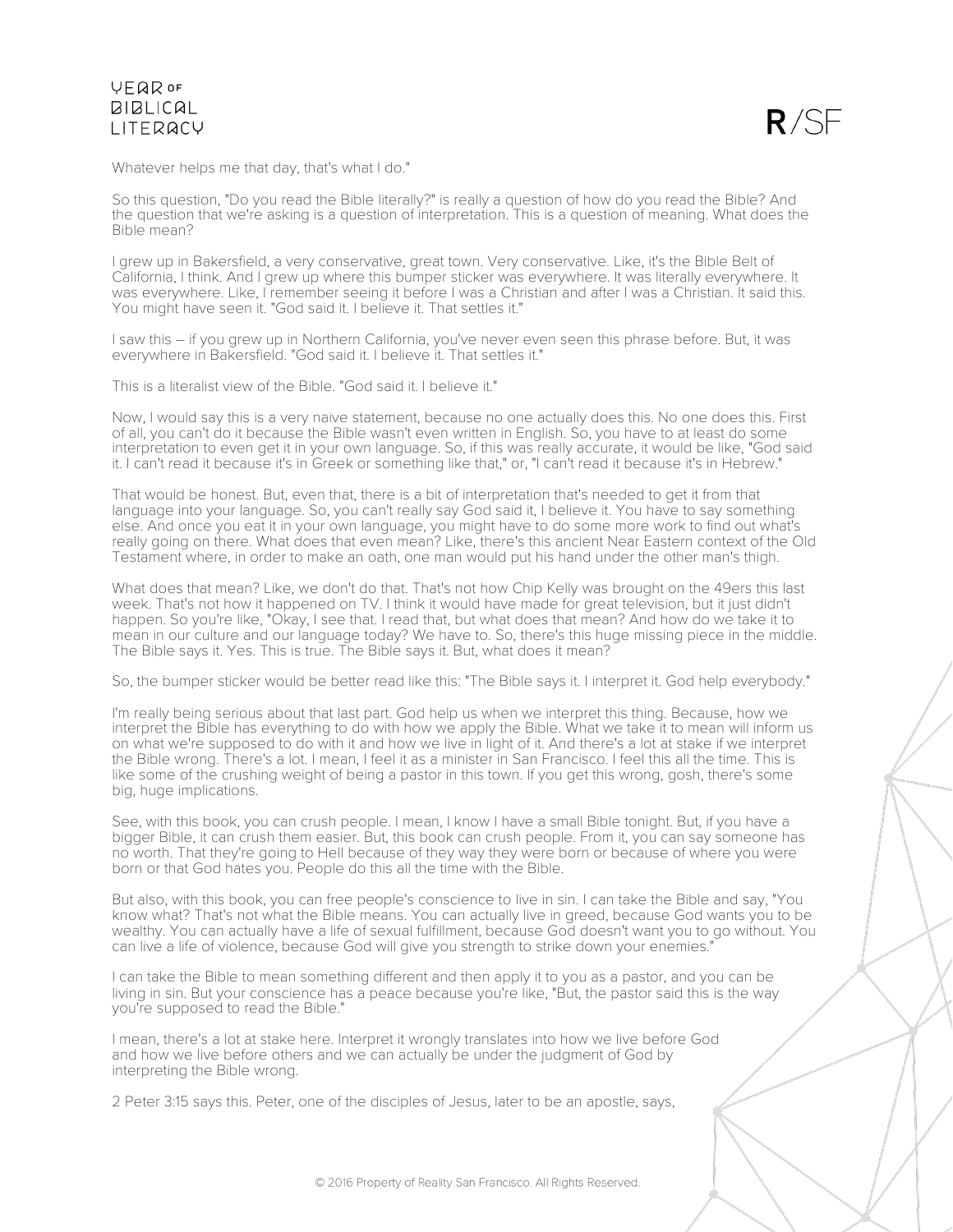Whatever helps me that day, that's what I do."

So this question, "Do you read the Bible literally?" is really a question of how do you read the Bible? And the question that we're asking is a question of interpretation. This is a question of meaning. What does the Bible mean?

I grew up in Bakersfield, a very conservative, great town. Very conservative. Like, it's the Bible Belt of California, I think. And I grew up where this bumper sticker was everywhere. It was literally everywhere. It was everywhere. Like, I remember seeing it before I was a Christian and after I was a Christian. It said this. You might have seen it. "God said it. I believe it. That settles it."

I saw this – if you grew up in Northern California, you've never even seen this phrase before. But, it was everywhere in Bakersfield. "God said it. I believe it. That settles it."

This is a literalist view of the Bible. "God said it. I believe it."

Now, I would say this is a very naive statement, because no one actually does this. No one does this. First of all, you can't do it because the Bible wasn't even written in English. So, you have to at least do some interpretation to even get it in your own language. So, if this was really accurate, it would be like, "God said it. I can't read it because it's in Greek or something like that," or, "I can't read it because it's in Hebrew."

That would be honest. But, even that, there is a bit of interpretation that's needed to get it from that language into your language. So, you can't really say God said it, I believe it. You have to say something else. And once you eat it in your own language, you might have to do some more work to find out what's really going on there. What does that even mean? Like, there's this ancient Near Eastern context of the Old Testament where, in order to make an oath, one man would put his hand under the other man's thigh.

What does that mean? Like, we don't do that. That's not how Chip Kelly was brought on the 49ers this last week. That's not how it happened on TV. I think it would have made for great television, but it just didn't happen. So you're like, "Okay, I see that. I read that, but what does that mean? And how do we take it to mean in our culture and our language today? We have to. So, there's this huge missing piece in the middle. The Bible says it. Yes. This is true. The Bible says it. But, what does it mean?

So, the bumper sticker would be better read like this: "The Bible says it. I interpret it. God help everybody."

I'm really being serious about that last part. God help us when we interpret this thing. Because, how we interpret the Bible has everything to do with how we apply the Bible. What we take it to mean will inform us on what we're supposed to do with it and how we live in light of it. And there's a lot at stake if we interpret the Bible wrong. There's a lot. I mean, I feel it as a minister in San Francisco. I feel this all the time. This is like some of the crushing weight of being a pastor in this town. If you get this wrong, gosh, there's some big, huge implications.

See, with this book, you can crush people. I mean, I know I have a small Bible tonight. But, if you have a bigger Bible, it can crush them easier. But, this book can crush people. From it, you can say someone has no worth. That they're going to Hell because of they way they were born or because of where you were born or that God hates you. People do this all the time with the Bible.

But also, with this book, you can free people's conscience to live in sin. I can take the Bible and say, "You know what? That's not what the Bible means. You can actually live in greed, because God wants you to be wealthy. You can actually have a life of sexual fulfillment, because God doesn't want you to go without. You can live a life of violence, because God will give you strength to strike down your enemies."

I can take the Bible to mean something different and then apply it to you as a pastor, and you can be living in sin. But your conscience has a peace because you're like, "But, the pastor said this is the way you're supposed to read the Bible."

I mean, there's a lot at stake here. Interpret it wrongly translates into how we live before God and how we live before others and we can actually be under the judgment of God by interpreting the Bible wrong.

2 Peter 3:15 says this. Peter, one of the disciples of Jesus, later to be an apostle, says,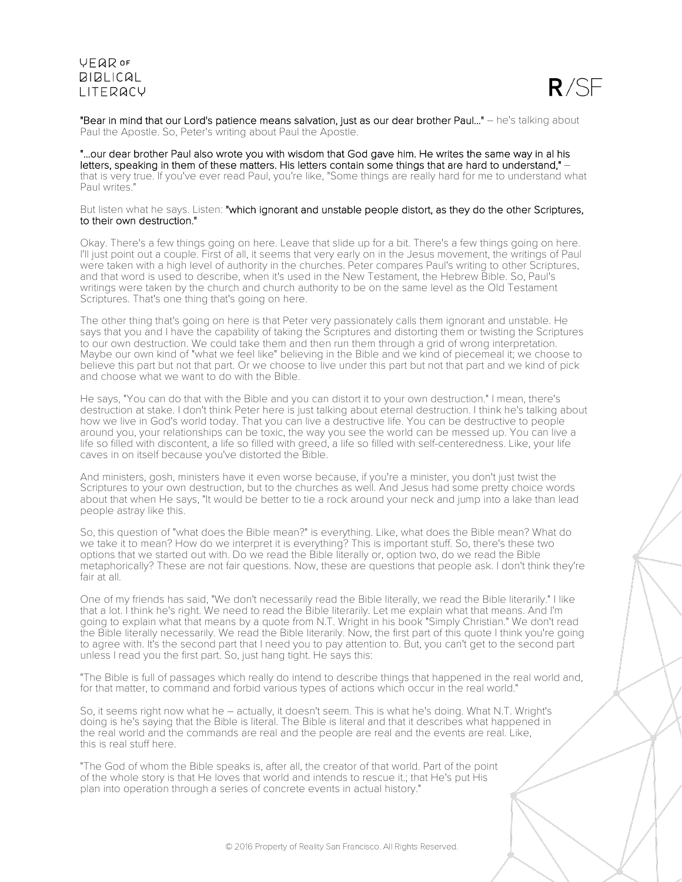**"Bear in mind that our Lord's patience means salvation, just as our dear brother Paul..."** – he's talking about Paul the Apostle. So, Peter's writing about Paul the Apostle.

**"...our dear brother Paul also wrote you with wisdom that God gave him. He writes the same way in al his letters, speaking in them of these matters. His letters contain some things that are hard to understand,"** – that is very true. If you've ever read Paul, you're like, "Some things are really hard for me to understand what Paul writes."

But listen what he says. Listen: **"which ignorant and unstable people distort, as they do the other Scriptures, to their own destruction."**

Okay. There's a few things going on here. Leave that slide up for a bit. There's a few things going on here. I'll just point out a couple. First of all, it seems that very early on in the Jesus movement, the writings of Paul were taken with a high level of authority in the churches. Peter compares Paul's writing to other Scriptures, and that word is used to describe, when it's used in the New Testament, the Hebrew Bible. So, Paul's writings were taken by the church and church authority to be on the same level as the Old Testament Scriptures. That's one thing that's going on here.

The other thing that's going on here is that Peter very passionately calls them ignorant and unstable. He says that you and I have the capability of taking the Scriptures and distorting them or twisting the Scriptures to our own destruction. We could take them and then run them through a grid of wrong interpretation. Maybe our own kind of "what we feel like" believing in the Bible and we kind of piecemeal it; we choose to believe this part but not that part. Or we choose to live under this part but not that part and we kind of pick and choose what we want to do with the Bible.

He says, "You can do that with the Bible and you can distort it to your own destruction." I mean, there's destruction at stake. I don't think Peter here is just talking about eternal destruction. I think he's talking about how we live in God's world today. That you can live a destructive life. You can be destructive to people around you, your relationships can be toxic, the way you see the world can be messed up. You can live a life so filled with discontent, a life so filled with greed, a life so filled with self-centeredness. Like, your life caves in on itself because you've distorted the Bible.

And ministers, gosh, ministers have it even worse because, if you're a minister, you don't just twist the Scriptures to your own destruction, but to the churches as well. And Jesus had some pretty choice words about that when He says, "It would be better to tie a rock around your neck and jump into a lake than lead people astray like this.

So, this question of "what does the Bible mean?" is everything. Like, what does the Bible mean? What do we take it to mean? How do we interpret it is everything? This is important stuff. So, there's these two options that we started out with. Do we read the Bible literally or, option two, do we read the Bible metaphorically? These are not fair questions. Now, these are questions that people ask. I don't think they're fair at all.

One of my friends has said, "We don't necessarily read the Bible literally, we read the Bible literarily." I like that a lot. I think he's right. We need to read the Bible literarily. Let me explain what that means. And I'm going to explain what that means by a quote from N.T. Wright in his book "Simply Christian." We don't read the Bible literally necessarily. We read the Bible literarily. Now, the first part of this quote I think you're going to agree with. It's the second part that I need you to pay attention to. But, you can't get to the second part unless I read you the first part. So, just hang tight. He says this:

"The Bible is full of passages which really do intend to describe things that happened in the real world and, for that matter, to command and forbid various types of actions which occur in the real world."

So, it seems right now what he – actually, it doesn't seem. This is what he's doing. What N.T. Wright's doing is he's saying that the Bible is literal. The Bible is literal and that it describes what happened in the real world and the commands are real and the people are real and the events are real. Like, this is real stuff here.

"The God of whom the Bible speaks is, after all, the creator of that world. Part of the point of the whole story is that He loves that world and intends to rescue it.; that He's put His plan into operation through a series of concrete events in actual history."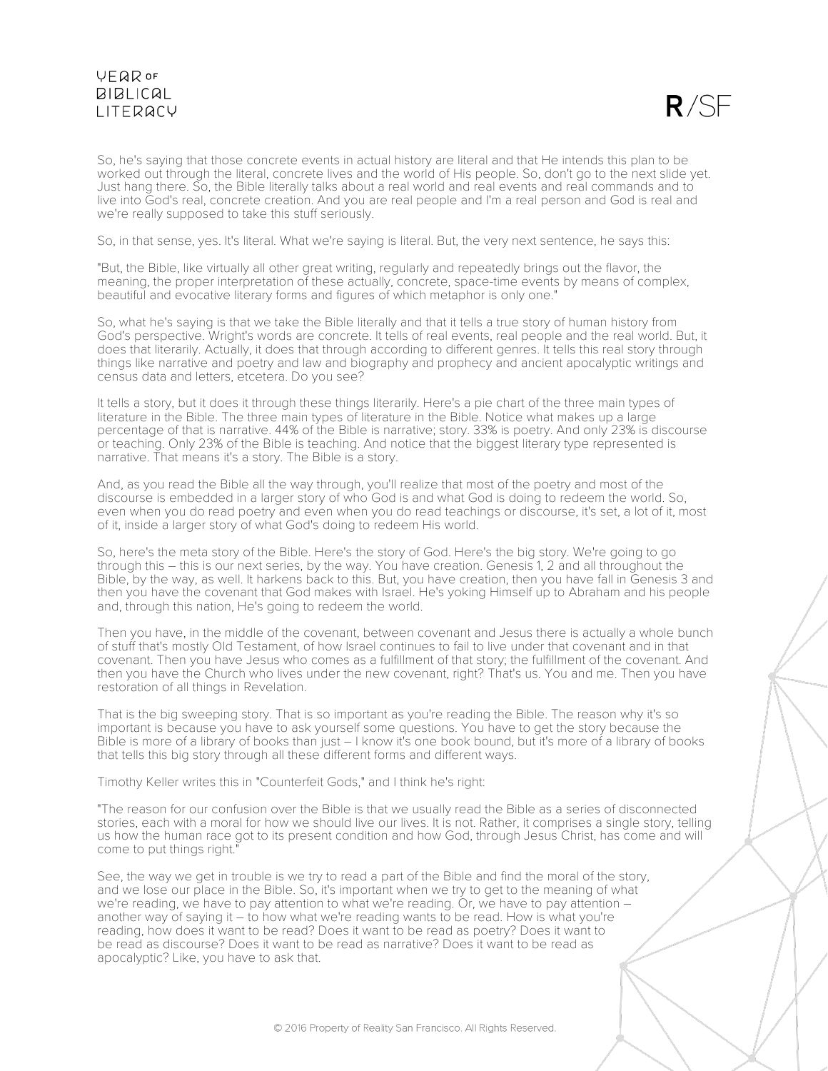So, he's saying that those concrete events in actual history are literal and that He intends this plan to be worked out through the literal, concrete lives and the world of His people. So, don't go to the next slide yet. Just hang there. So, the Bible literally talks about a real world and real events and real commands and to live into God's real, concrete creation. And you are real people and I'm a real person and God is real and we're really supposed to take this stuff seriously.

So, in that sense, yes. It's literal. What we're saying is literal. But, the very next sentence, he says this:

"But, the Bible, like virtually all other great writing, regularly and repeatedly brings out the flavor, the meaning, the proper interpretation of these actually, concrete, space-time events by means of complex, beautiful and evocative literary forms and figures of which metaphor is only one."

So, what he's saying is that we take the Bible literally and that it tells a true story of human history from God's perspective. Wright's words are concrete. It tells of real events, real people and the real world. But, it does that literarily. Actually, it does that through according to different genres. It tells this real story through things like narrative and poetry and law and biography and prophecy and ancient apocalyptic writings and census data and letters, etcetera. Do you see?

It tells a story, but it does it through these things literarily. Here's a pie chart of the three main types of literature in the Bible. The three main types of literature in the Bible. Notice what makes up a large percentage of that is narrative. 44% of the Bible is narrative; story. 33% is poetry. And only 23% is discourse or teaching. Only 23% of the Bible is teaching. And notice that the biggest literary type represented is narrative. That means it's a story. The Bible is a story.

And, as you read the Bible all the way through, you'll realize that most of the poetry and most of the discourse is embedded in a larger story of who God is and what God is doing to redeem the world. So, even when you do read poetry and even when you do read teachings or discourse, it's set, a lot of it, most of it, inside a larger story of what God's doing to redeem His world.

So, here's the meta story of the Bible. Here's the story of God. Here's the big story. We're going to go through this – this is our next series, by the way. You have creation. Genesis 1, 2 and all throughout the Bible, by the way, as well. It harkens back to this. But, you have creation, then you have fall in Genesis 3 and then you have the covenant that God makes with Israel. He's yoking Himself up to Abraham and his people and, through this nation, He's going to redeem the world.

Then you have, in the middle of the covenant, between covenant and Jesus there is actually a whole bunch of stuff that's mostly Old Testament, of how Israel continues to fail to live under that covenant and in that covenant. Then you have Jesus who comes as a fulfillment of that story; the fulfillment of the covenant. And then you have the Church who lives under the new covenant, right? That's us. You and me. Then you have restoration of all things in Revelation.

That is the big sweeping story. That is so important as you're reading the Bible. The reason why it's so important is because you have to ask yourself some questions. You have to get the story because the Bible is more of a library of books than just – I know it's one book bound, but it's more of a library of books that tells this big story through all these different forms and different ways.

Timothy Keller writes this in "Counterfeit Gods," and I think he's right:

"The reason for our confusion over the Bible is that we usually read the Bible as a series of disconnected stories, each with a moral for how we should live our lives. It is not. Rather, it comprises a single story, telling us how the human race got to its present condition and how God, through Jesus Christ, has come and will come to put things right."

See, the way we get in trouble is we try to read a part of the Bible and find the moral of the story, and we lose our place in the Bible. So, it's important when we try to get to the meaning of what we're reading, we have to pay attention to what we're reading. Or, we have to pay attention – another way of saying it – to how what we're reading wants to be read. How is what you're reading, how does it want to be read? Does it want to be read as poetry? Does it want to be read as discourse? Does it want to be read as narrative? Does it want to be read as apocalyptic? Like, you have to ask that.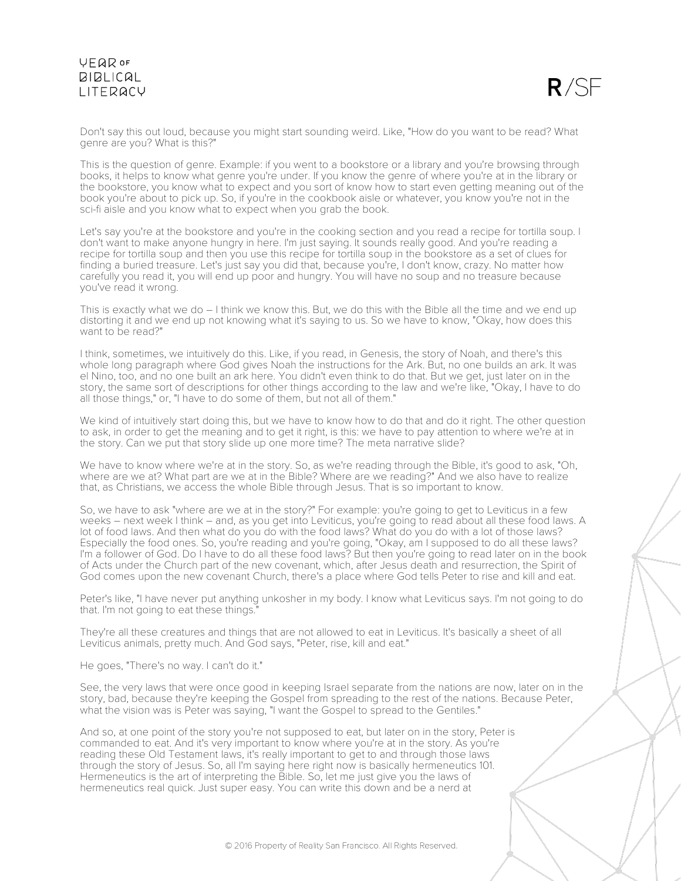Don't say this out loud, because you might start sounding weird. Like, "How do you want to be read? What genre are you? What is this?"

This is the question of genre. Example: if you went to a bookstore or a library and you're browsing through books, it helps to know what genre you're under. If you know the genre of where you're at in the library or the bookstore, you know what to expect and you sort of know how to start even getting meaning out of the book you're about to pick up. So, if you're in the cookbook aisle or whatever, you know you're not in the sci-fi aisle and you know what to expect when you grab the book.

Let's say you're at the bookstore and you're in the cooking section and you read a recipe for tortilla soup. I don't want to make anyone hungry in here. I'm just saying. It sounds really good. And you're reading a recipe for tortilla soup and then you use this recipe for tortilla soup in the bookstore as a set of clues for finding a buried treasure. Let's just say you did that, because you're, I don't know, crazy. No matter how carefully you read it, you will end up poor and hungry. You will have no soup and no treasure because you've read it wrong.

This is exactly what we do – I think we know this. But, we do this with the Bible all the time and we end up distorting it and we end up not knowing what it's saying to us. So we have to know, "Okay, how does this want to be read?"

I think, sometimes, we intuitively do this. Like, if you read, in Genesis, the story of Noah, and there's this whole long paragraph where God gives Noah the instructions for the Ark. But, no one builds an ark. It was el Nino, too, and no one built an ark here. You didn't even think to do that. But we get, just later on in the story, the same sort of descriptions for other things according to the law and we're like, "Okay, I have to do all those things," or, "I have to do some of them, but not all of them."

We kind of intuitively start doing this, but we have to know how to do that and do it right. The other question to ask, in order to get the meaning and to get it right, is this: we have to pay attention to where we're at in the story. Can we put that story slide up one more time? The meta narrative slide?

We have to know where we're at in the story. So, as we're reading through the Bible, it's good to ask, "Oh, where are we at? What part are we at in the Bible? Where are we reading?" And we also have to realize that, as Christians, we access the whole Bible through Jesus. That is so important to know.

So, we have to ask "where are we at in the story?" For example: you're going to get to Leviticus in a few weeks – next week I think – and, as you get into Leviticus, you're going to read about all these food laws. A lot of food laws. And then what do you do with the food laws? What do you do with a lot of those laws? Especially the food ones. So, you're reading and you're going, "Okay, am I supposed to do all these laws? I'm a follower of God. Do I have to do all these food laws? But then you're going to read later on in the book of Acts under the Church part of the new covenant, which, after Jesus death and resurrection, the Spirit of God comes upon the new covenant Church, there's a place where God tells Peter to rise and kill and eat.

Peter's like, "I have never put anything unkosher in my body. I know what Leviticus says. I'm not going to do that. I'm not going to eat these things."

They're all these creatures and things that are not allowed to eat in Leviticus. It's basically a sheet of all Leviticus animals, pretty much. And God says, "Peter, rise, kill and eat."

He goes, "There's no way. I can't do it."

See, the very laws that were once good in keeping Israel separate from the nations are now, later on in the story, bad, because they're keeping the Gospel from spreading to the rest of the nations. Because Peter, what the vision was is Peter was saying, "I want the Gospel to spread to the Gentiles."

And so, at one point of the story you're not supposed to eat, but later on in the story, Peter is commanded to eat. And it's very important to know where you're at in the story. As you're reading these Old Testament laws, it's really important to get to and through those laws through the story of Jesus. So, all I'm saying here right now is basically hermeneutics 101. Hermeneutics is the art of interpreting the Bible. So, let me just give you the laws of hermeneutics real quick. Just super easy. You can write this down and be a nerd at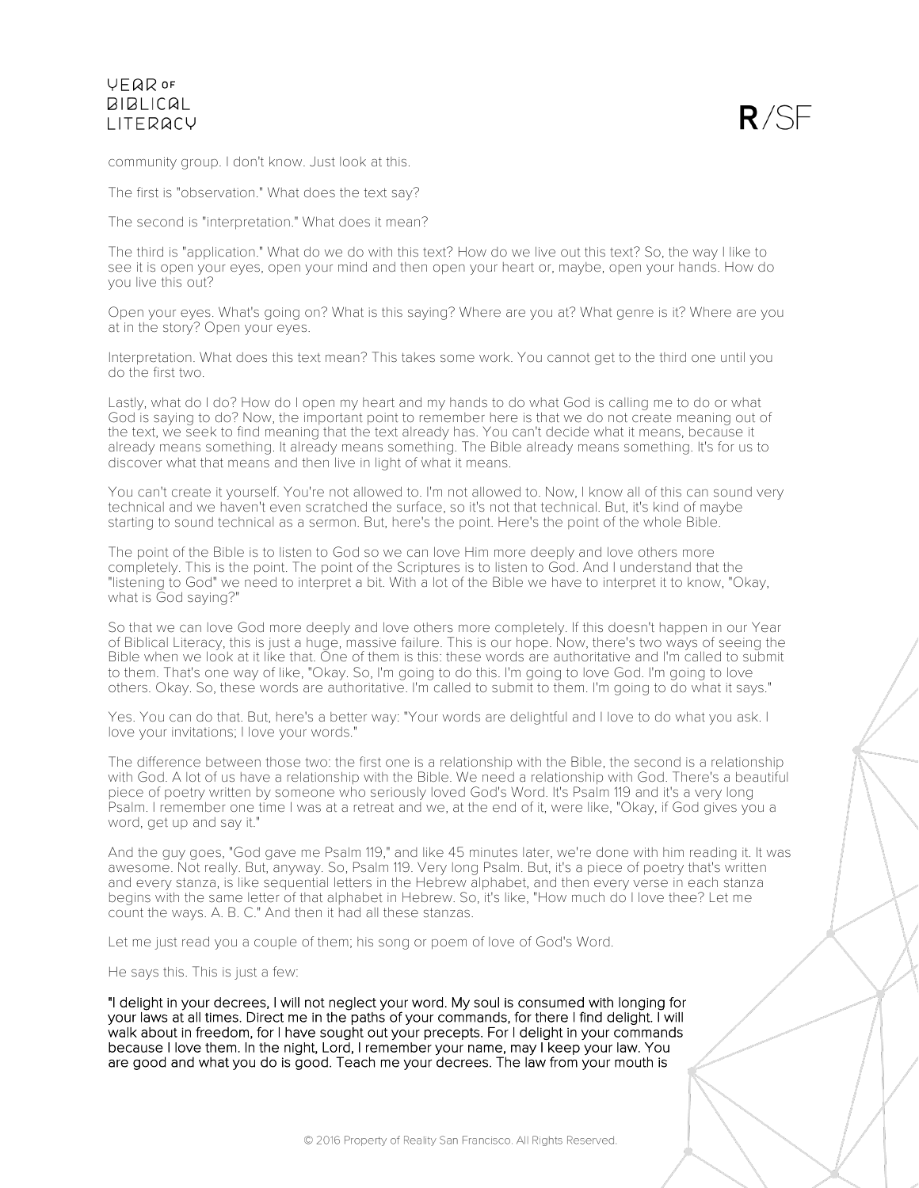community group. I don't know. Just look at this.

The first is "observation." What does the text say?

The second is "interpretation." What does it mean?

The third is "application." What do we do with this text? How do we live out this text? So, the way I like to see it is open your eyes, open your mind and then open your heart or, maybe, open your hands. How do you live this out?

Open your eyes. What's going on? What is this saying? Where are you at? What genre is it? Where are you at in the story? Open your eyes.

Interpretation. What does this text mean? This takes some work. You cannot get to the third one until you do the first two.

Lastly, what do I do? How do I open my heart and my hands to do what God is calling me to do or what God is saying to do? Now, the important point to remember here is that we do not create meaning out of the text, we seek to find meaning that the text already has. You can't decide what it means, because it already means something. It already means something. The Bible already means something. It's for us to discover what that means and then live in light of what it means.

You can't create it yourself. You're not allowed to. I'm not allowed to. Now, I know all of this can sound very technical and we haven't even scratched the surface, so it's not that technical. But, it's kind of maybe starting to sound technical as a sermon. But, here's the point. Here's the point of the whole Bible.

The point of the Bible is to listen to God so we can love Him more deeply and love others more completely. This is the point. The point of the Scriptures is to listen to God. And I understand that the "listening to God" we need to interpret a bit. With a lot of the Bible we have to interpret it to know, "Okay, what is God saying?"

So that we can love God more deeply and love others more completely. If this doesn't happen in our Year of Biblical Literacy, this is just a huge, massive failure. This is our hope. Now, there's two ways of seeing the Bible when we look at it like that. One of them is this: these words are authoritative and I'm called to submit to them. That's one way of like, "Okay. So, I'm going to do this. I'm going to love God. I'm going to love others. Okay. So, these words are authoritative. I'm called to submit to them. I'm going to do what it says."

Yes. You can do that. But, here's a better way: "Your words are delightful and I love to do what you ask. I love your invitations; I love your words."

The difference between those two: the first one is a relationship with the Bible, the second is a relationship with God. A lot of us have a relationship with the Bible. We need a relationship with God. There's a beautiful piece of poetry written by someone who seriously loved God's Word. It's Psalm 119 and it's a very long Psalm. I remember one time I was at a retreat and we, at the end of it, were like, "Okay, if God gives you a word, get up and say it."

And the guy goes, "God gave me Psalm 119," and like 45 minutes later, we're done with him reading it. It was awesome. Not really. But, anyway. So, Psalm 119. Very long Psalm. But, it's a piece of poetry that's written and every stanza, is like sequential letters in the Hebrew alphabet, and then every verse in each stanza begins with the same letter of that alphabet in Hebrew. So, it's like, "How much do I love thee? Let me count the ways. A. B. C." And then it had all these stanzas.

Let me just read you a couple of them; his song or poem of love of God's Word.

He says this. This is just a few:

"I delight in your decrees, I will not neglect your word. My soul is consumed with longing for your laws at all times. Direct me in the paths of your commands, for there I find delight. I will walk about in freedom, for I have sought out your precepts. For I delight in your commands because I love them. In the night, Lord, I remember your name, may I keep your law. You are good and what you do is good. Teach me your decrees. The law from your mouth is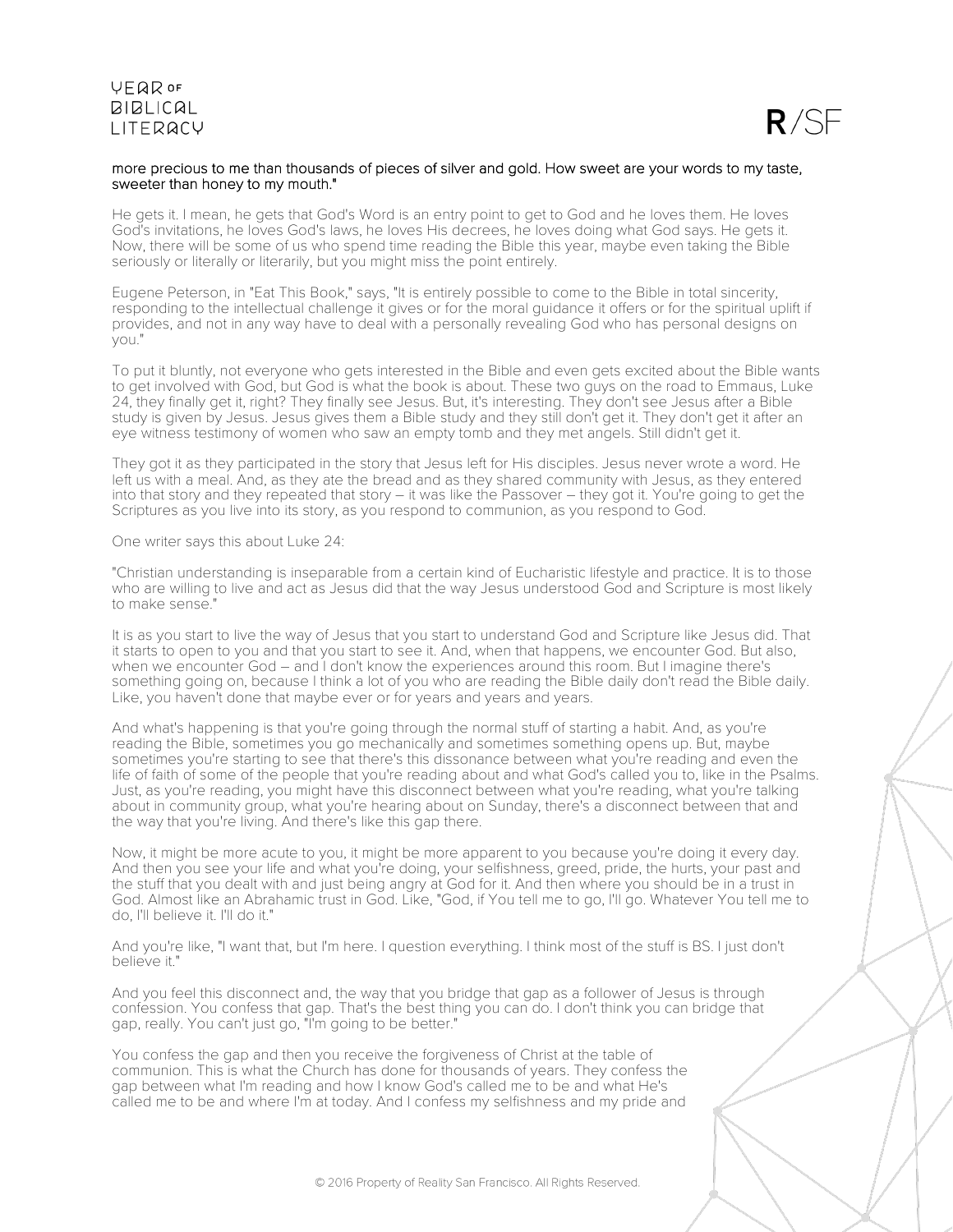more precious to me than thousands of pieces of silver and gold. How sweet are your words to my taste, sweeter than honey to my mouth."

He gets it. I mean, he gets that God's Word is an entry point to get to God and he loves them. He loves God's invitations, he loves God's laws, he loves His decrees, he loves doing what God says. He gets it. Now, there will be some of us who spend time reading the Bible this year, maybe even taking the Bible seriously or literally or literarily, but you might miss the point entirely.

Eugene Peterson, in "Eat This Book," says, "It is entirely possible to come to the Bible in total sincerity, responding to the intellectual challenge it gives or for the moral guidance it offers or for the spiritual uplift if provides, and not in any way have to deal with a personally revealing God who has personal designs on you."

To put it bluntly, not everyone who gets interested in the Bible and even gets excited about the Bible wants to get involved with God, but God is what the book is about. These two guys on the road to Emmaus, Luke 24, they finally get it, right? They finally see Jesus. But, it's interesting. They don't see Jesus after a Bible study is given by Jesus. Jesus gives them a Bible study and they still don't get it. They don't get it after an eye witness testimony of women who saw an empty tomb and they met angels. Still didn't get it.

They got it as they participated in the story that Jesus left for His disciples. Jesus never wrote a word. He left us with a meal. And, as they ate the bread and as they shared community with Jesus, as they entered into that story and they repeated that story – it was like the Passover – they got it. You're going to get the Scriptures as you live into its story, as you respond to communion, as you respond to God.

One writer says this about Luke 24:

"Christian understanding is inseparable from a certain kind of Eucharistic lifestyle and practice. It is to those who are willing to live and act as Jesus did that the way Jesus understood God and Scripture is most likely to make sense."

It is as you start to live the way of Jesus that you start to understand God and Scripture like Jesus did. That it starts to open to you and that you start to see it. And, when that happens, we encounter God. But also, when we encounter God – and I don't know the experiences around this room. But I imagine there's something going on, because I think a lot of you who are reading the Bible daily don't read the Bible daily. Like, you haven't done that maybe ever or for years and years and years.

And what's happening is that you're going through the normal stuff of starting a habit. And, as you're reading the Bible, sometimes you go mechanically and sometimes something opens up. But, maybe sometimes you're starting to see that there's this dissonance between what you're reading and even the life of faith of some of the people that you're reading about and what God's called you to, like in the Psalms. Just, as you're reading, you might have this disconnect between what you're reading, what you're talking about in community group, what you're hearing about on Sunday, there's a disconnect between that and the way that you're living. And there's like this gap there.

Now, it might be more acute to you, it might be more apparent to you because you're doing it every day. And then you see your life and what you're doing, your selfishness, greed, pride, the hurts, your past and the stuff that you dealt with and just being angry at God for it. And then where you should be in a trust in God. Almost like an Abrahamic trust in God. Like, "God, if You tell me to go, I'll go. Whatever You tell me to do, I'll believe it. I'll do it."

And you're like, "I want that, but I'm here. I question everything. I think most of the stuff is BS. I just don't believe it."

And you feel this disconnect and, the way that you bridge that gap as a follower of Jesus is through confession. You confess that gap. That's the best thing you can do. I don't think you can bridge that gap, really. You can't just go, "I'm going to be better."

You confess the gap and then you receive the forgiveness of Christ at the table of communion. This is what the Church has done for thousands of years. They confess the gap between what I'm reading and how I know God's called me to be and what He's called me to be and where I'm at today. And I confess my selfishness and my pride and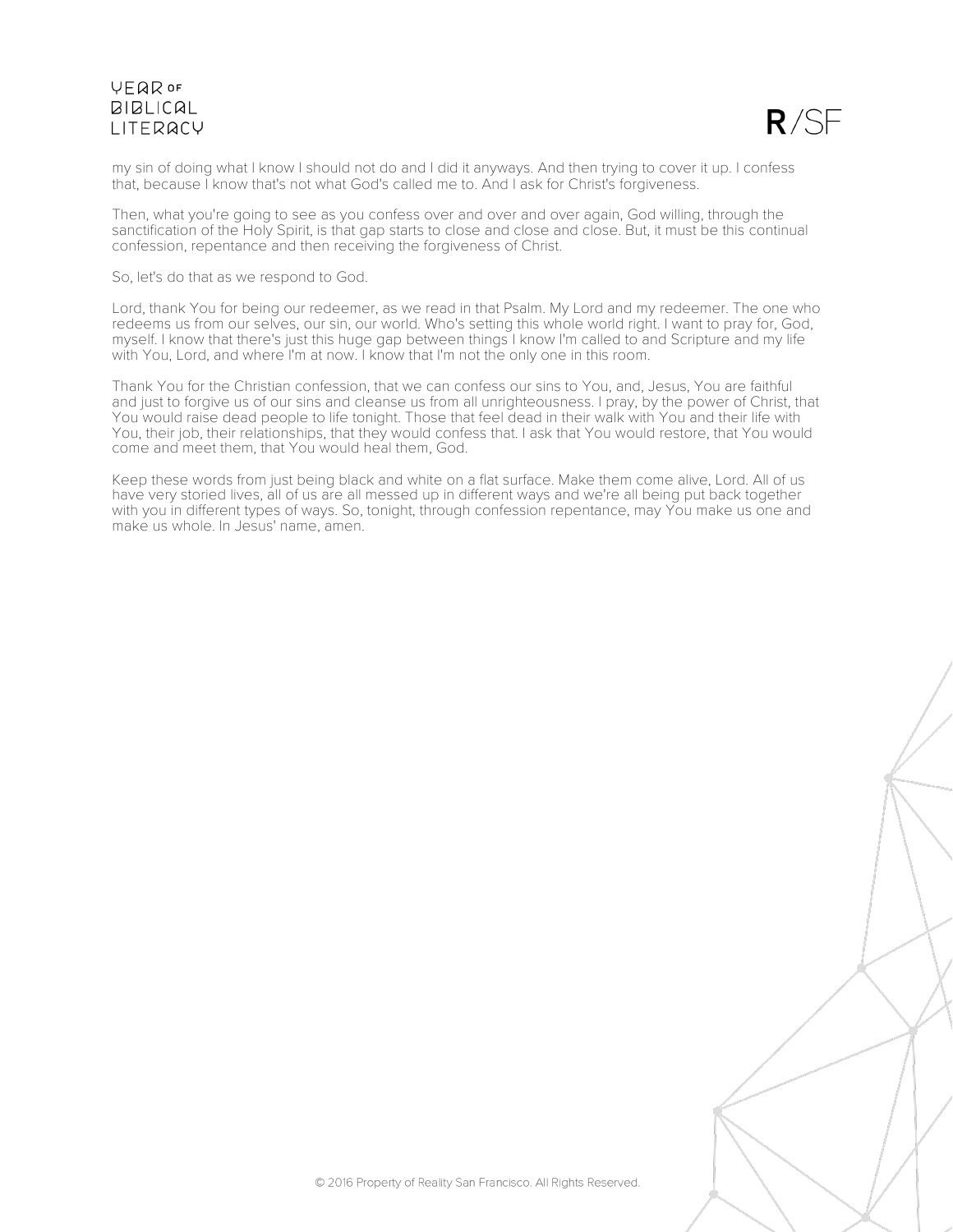my sin of doing what I know I should not do and I did it anyways. And then trying to cover it up. I confess that, because I know that's not what God's called me to. And I ask for Christ's forgiveness.

Then, what you're going to see as you confess over and over and over again, God willing, through the sanctification of the Holy Spirit, is that gap starts to close and close and close. But, it must be this continual confession, repentance and then receiving the forgiveness of Christ.

So, let's do that as we respond to God.

Lord, thank You for being our redeemer, as we read in that Psalm. My Lord and my redeemer. The one who redeems us from our selves, our sin, our world. Who's setting this whole world right. I want to pray for, God, myself. I know that there's just this huge gap between things I know I'm called to and Scripture and my life with You, Lord, and where I'm at now. I know that I'm not the only one in this room.

Thank You for the Christian confession, that we can confess our sins to You, and, Jesus, You are faithful and just to forgive us of our sins and cleanse us from all unrighteousness. I pray, by the power of Christ, that You would raise dead people to life tonight. Those that feel dead in their walk with You and their life with You, their job, their relationships, that they would confess that. I ask that You would restore, that You would come and meet them, that You would heal them, God.

Keep these words from just being black and white on a flat surface. Make them come alive, Lord. All of us have very storied lives, all of us are all messed up in different ways and we're all being put back together with you in different types of ways. So, tonight, through confession repentance, may You make us one and make us whole. In Jesus' name, amen.